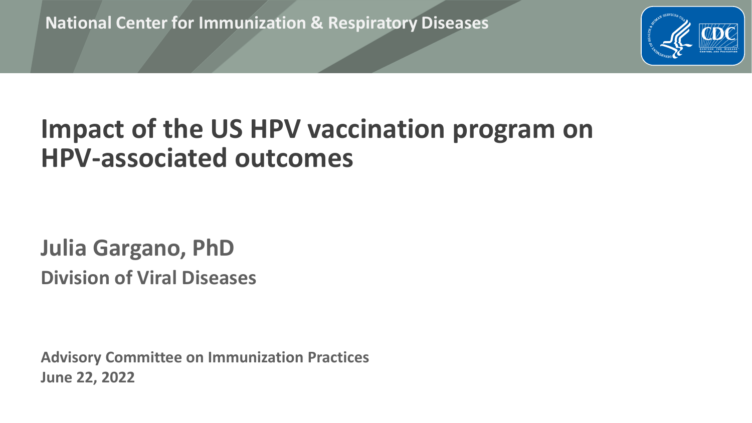National Center for Immunization & Respiratory Diseases

# Impact of the US HPV vaccination program on HPV-associated outcomes

**Julia Gargano, PhD**

**Division of Viral Diseases**

**Advisory Committee on Immunization Practices**
**June 22, 2022**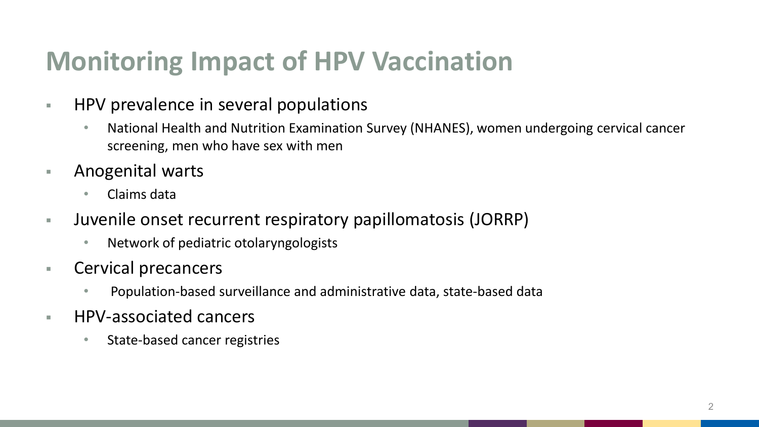# Monitoring Impact of HPV Vaccination

- HPV prevalence in several populations
  - National Health and Nutrition Examination Survey (NHANES), women undergoing cervical cancer screening, men who have sex with men
- Anogenital warts
  - Claims data
- Juvenile onset recurrent respiratory papillomatosis (JORRP)
  - Network of pediatric otolaryngologists
- Cervical precancers
  - Population-based surveillance and administrative data, state-based data
- HPV-associated cancers
  - State-based cancer registries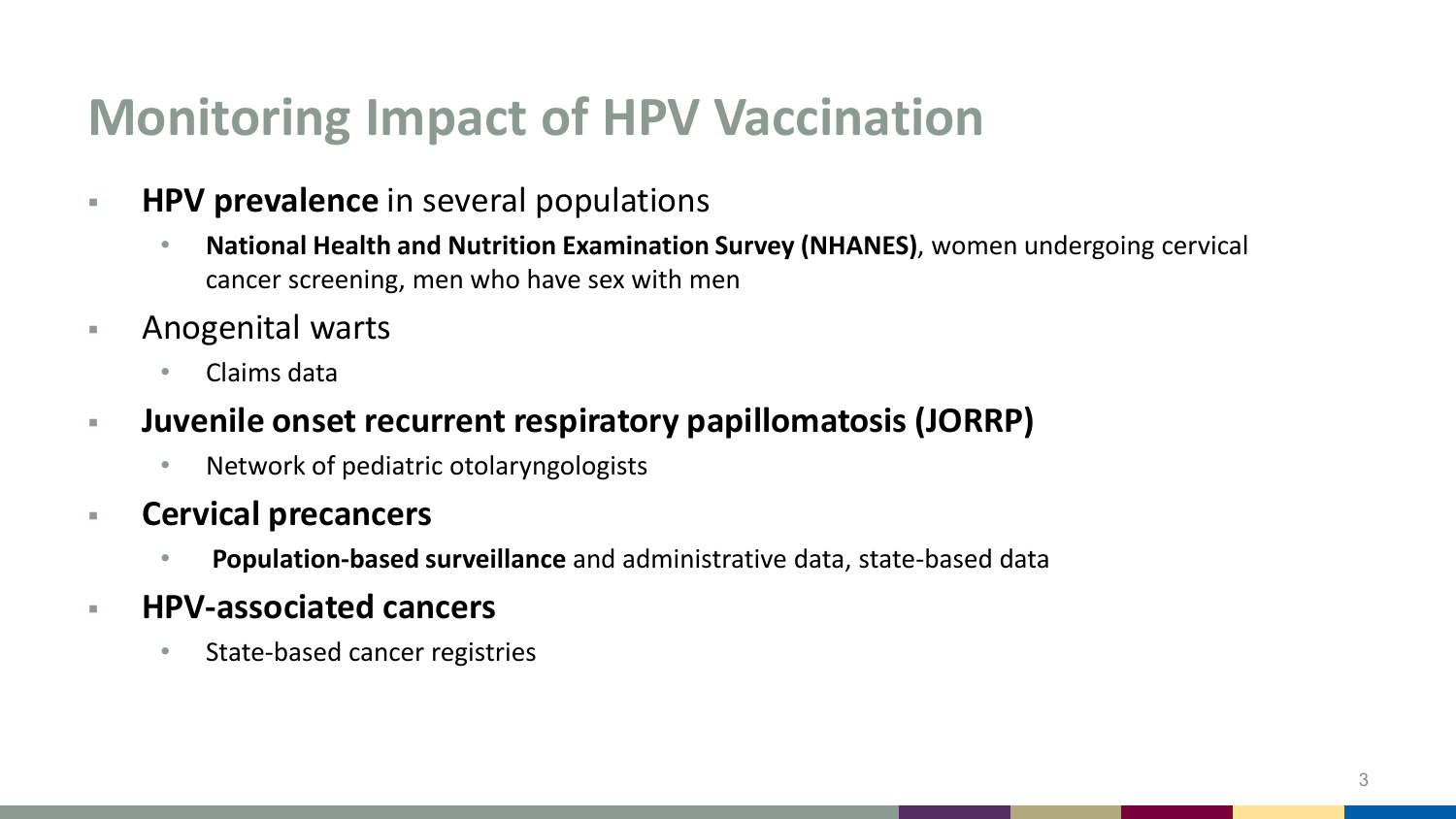# Monitoring Impact of HPV Vaccination

- **HPV prevalence** in several populations
  - **National Health and Nutrition Examination Survey (NHANES)**, women undergoing cervical cancer screening, men who have sex with men
- Anogenital warts
  - Claims data
- **Juvenile onset recurrent respiratory papillomatosis (JORRP)**
  - Network of pediatric otolaryngologists
- **Cervical precancers**
  - **Population-based surveillance** and administrative data, state-based data
- **HPV-associated cancers**
  - State-based cancer registries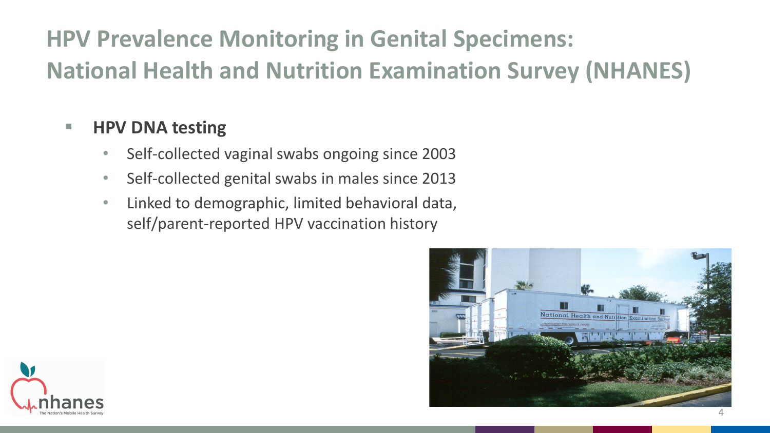# HPV Prevalence Monitoring in Genital Specimens: National Health and Nutrition Examination Survey (NHANES)

- **HPV DNA testing**
  - Self-collected vaginal swabs ongoing since 2003
  - Self-collected genital swabs in males since 2013
  - Linked to demographic, limited behavioral data, self/parent-reported HPV vaccination history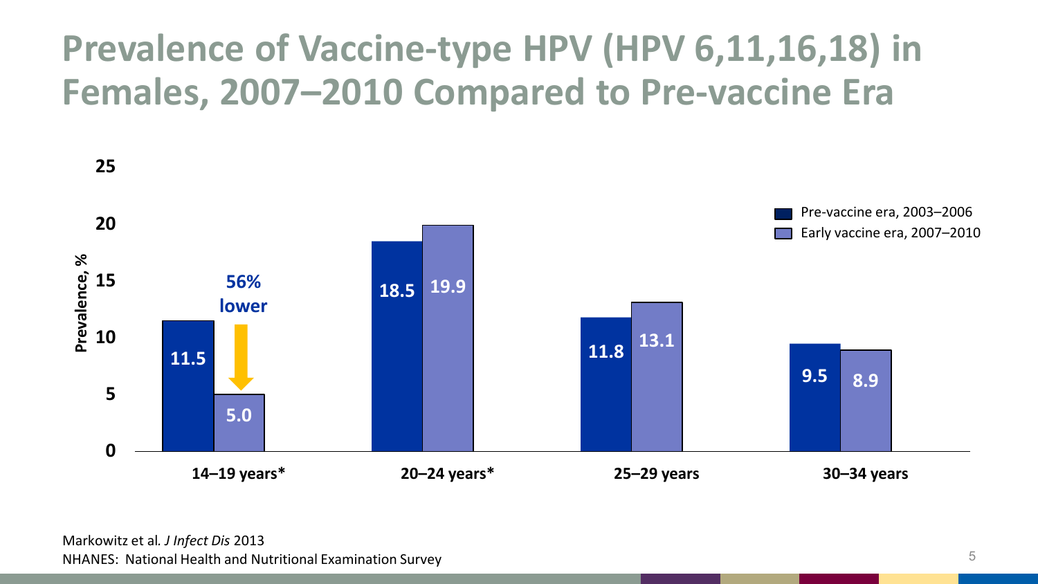# Prevalence of Vaccine-type HPV (HPV 6,11,16,18) in Females, 2007–2010 Compared to Pre-vaccine Era

| Age group | Pre-vaccine era, 2003–2006 | Early vaccine era, 2007–2010 |
|---|---|---|
| 14–19 years* | 11.5 | 5.0 |
| 20–24 years* | 18.5 | 19.9 |
| 25–29 years | 11.8 | 13.1 |
| 30–34 years | 9.5 | 8.9 |

Prevalence, %

14–19 years: 56% lower

Markowitz et al. *J Infect Dis* 2013

NHANES: National Health and Nutritional Examination Survey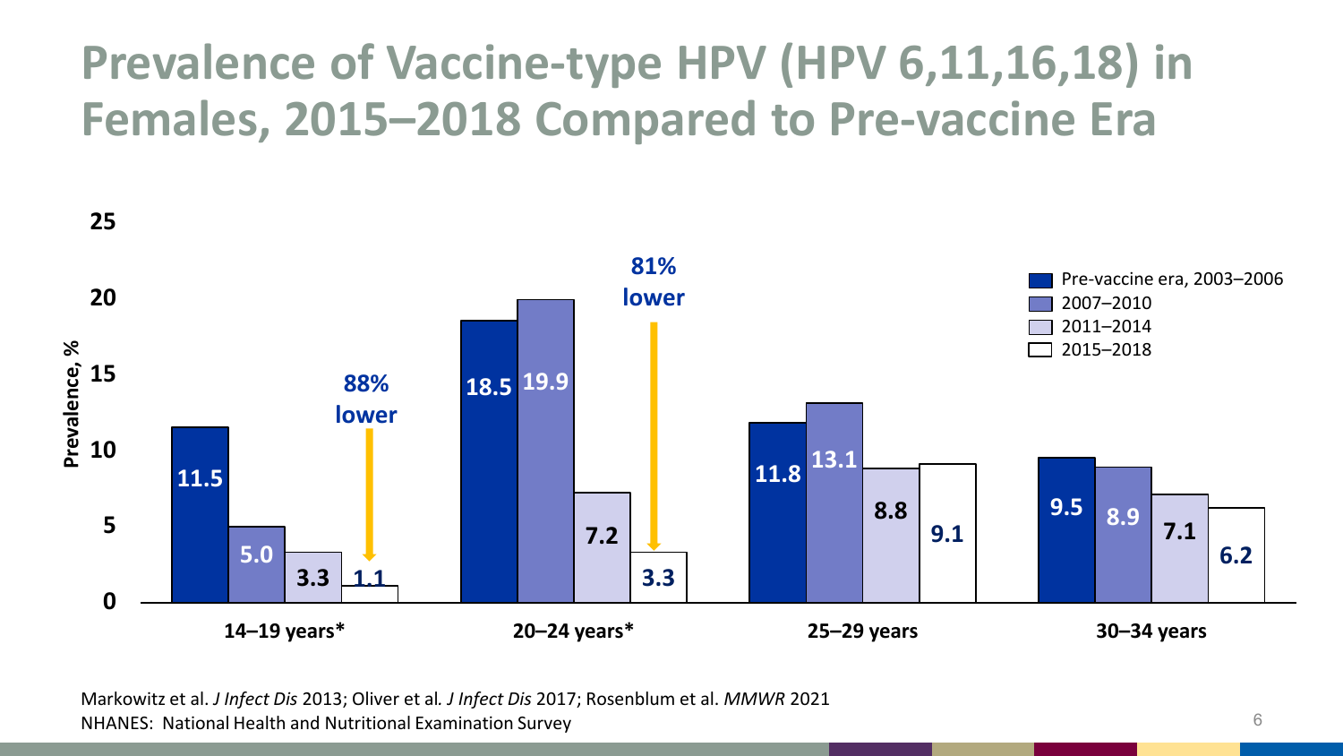# Prevalence of Vaccine-type HPV (HPV 6,11,16,18) in Females, 2015–2018 Compared to Pre-vaccine Era

Prevalence, %

| Age group | Pre-vaccine era, 2003–2006 | 2007–2010 | 2011–2014 | 2015–2018 |
|---|---|---|---|---|
| 14–19 years* | 11.5 | 5.0 | 3.3 | 1.1 |
| 20–24 years* | 18.5 | 19.9 | 7.2 | 3.3 |
| 25–29 years | 11.8 | 13.1 | 8.8 | 9.1 |
| 30–34 years | 9.5 | 8.9 | 7.1 | 6.2 |

14–19 years*: 88% lower

20–24 years*: 81% lower

Markowitz et al. *J Infect Dis* 2013; Oliver et al. *J Infect Dis* 2017; Rosenblum et al. *MMWR* 2021

NHANES: National Health and Nutritional Examination Survey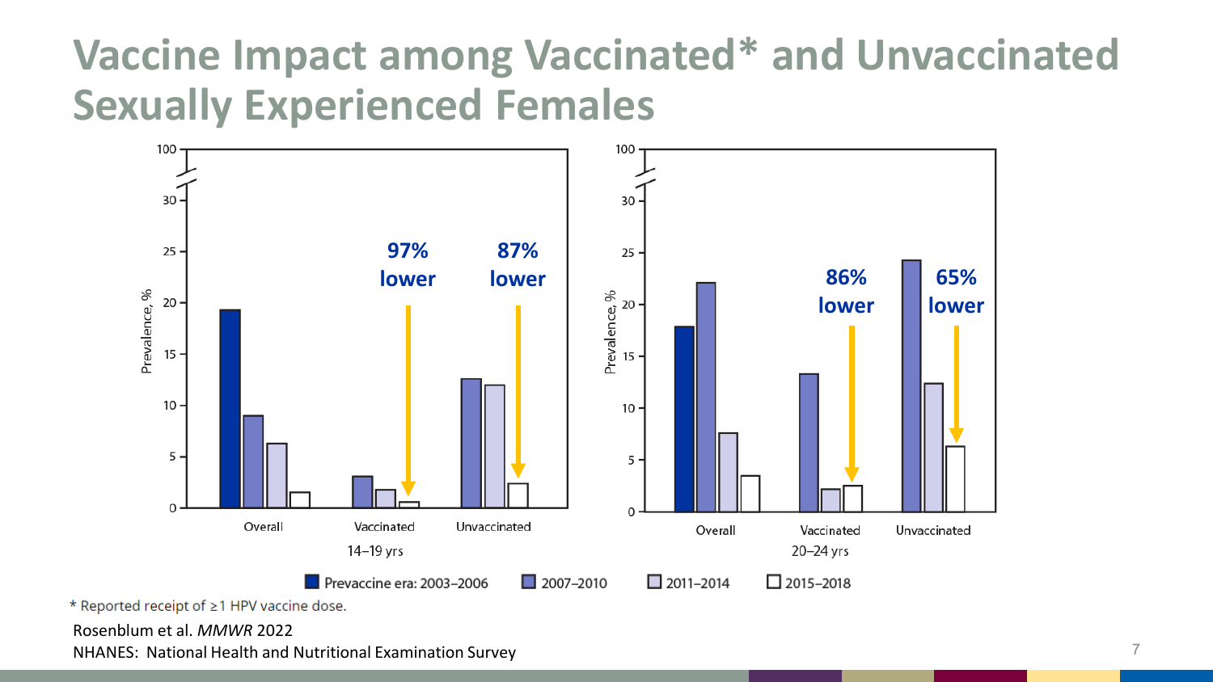# Vaccine Impact among Vaccinated* and Unvaccinated Sexually Experienced Females

14–19 yrs: Vaccinated — 97% lower; Unvaccinated — 87% lower

20–24 yrs: Vaccinated — 86% lower; Unvaccinated — 65% lower

Prevaccine era: 2003–2006 | 2007–2010 | 2011–2014 | 2015–2018

\* Reported receipt of ≥1 HPV vaccine dose.

Rosenblum et al. *MMWR* 2022

NHANES: National Health and Nutritional Examination Survey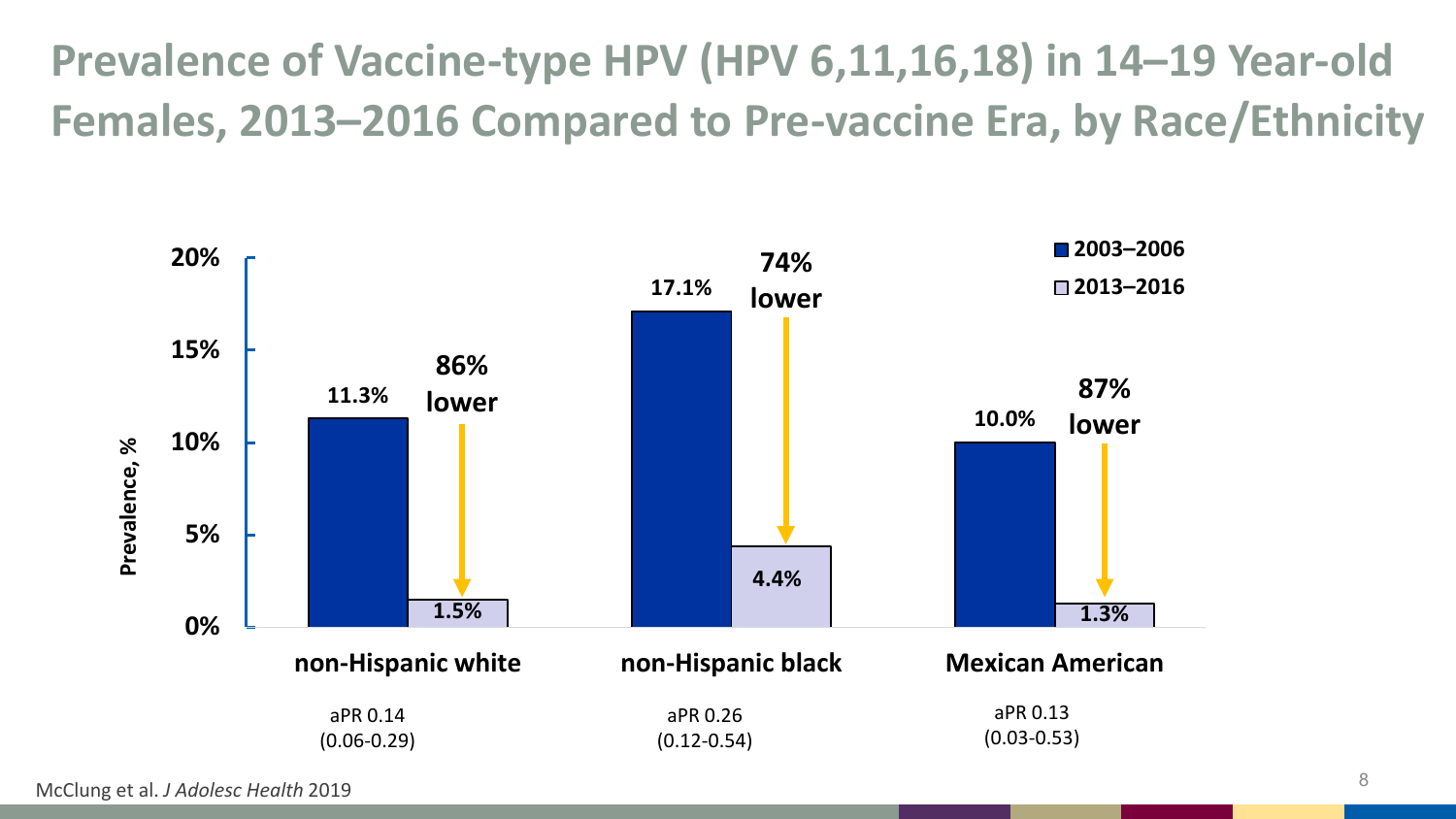# Prevalence of Vaccine-type HPV (HPV 6,11,16,18) in 14–19 Year-old Females, 2013–2016 Compared to Pre-vaccine Era, by Race/Ethnicity

| | 2003–2006 | 2013–2016 | Change | aPR |
|---|---|---|---|---|
| non-Hispanic white | 11.3% | 1.5% | 86% lower | aPR 0.14 (0.06-0.29) |
| non-Hispanic black | 17.1% | 4.4% | 74% lower | aPR 0.26 (0.12-0.54) |
| Mexican American | 10.0% | 1.3% | 87% lower | aPR 0.13 (0.03-0.53) |

Prevalence, %

McClung et al. *J Adolesc Health* 2019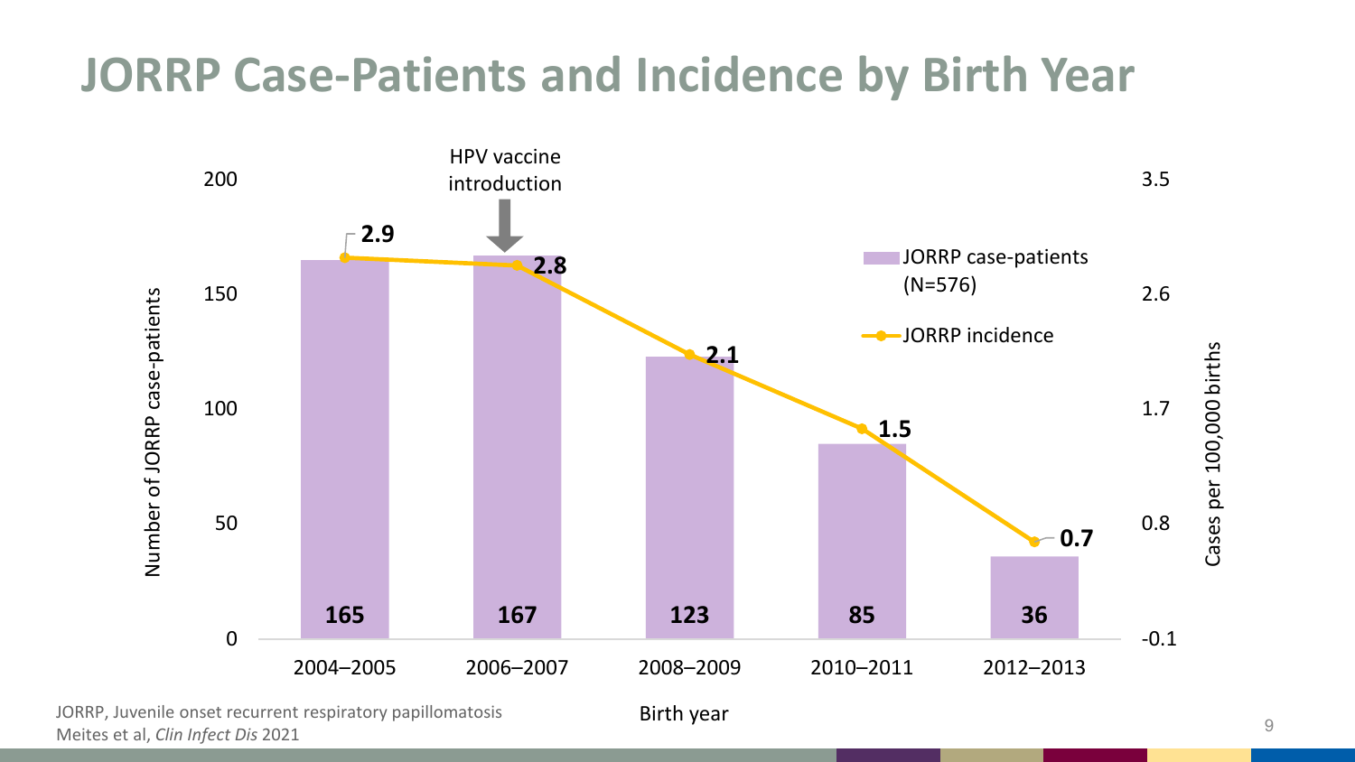# JORRP Case-Patients and Incidence by Birth Year

| Birth year | JORRP case-patients (N=576) | JORRP incidence (Cases per 100,000 births) |
| --- | --- | --- |
| 2004–2005 | 165 | 2.9 |
| 2006–2007 | 167 | 2.8 |
| 2008–2009 | 123 | 2.1 |
| 2010–2011 | 85 | 1.5 |
| 2012–2013 | 36 | 0.7 |

HPV vaccine introduction: 2006–2007

JORRP, Juvenile onset recurrent respiratory papillomatosis
Meites et al, *Clin Infect Dis* 2021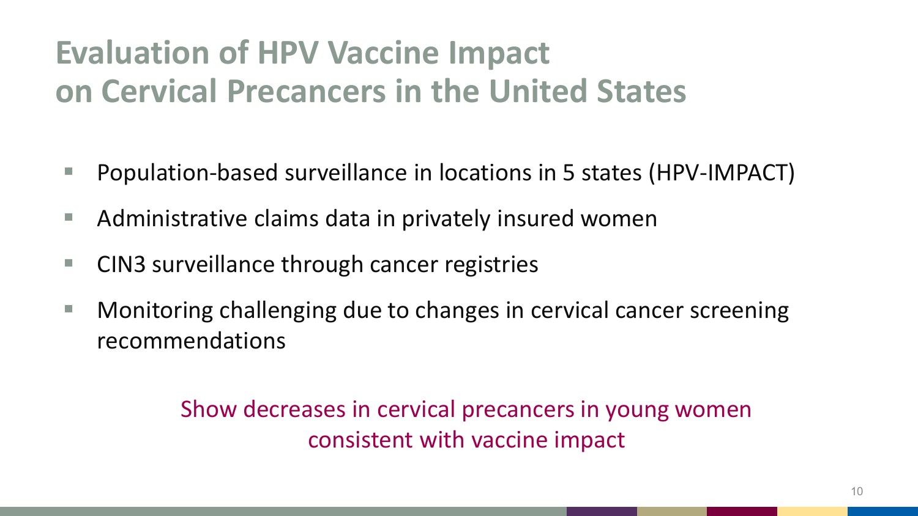# Evaluation of HPV Vaccine Impact on Cervical Precancers in the United States

- Population-based surveillance in locations in 5 states (HPV-IMPACT)
- Administrative claims data in privately insured women
- CIN3 surveillance through cancer registries
- Monitoring challenging due to changes in cervical cancer screening recommendations

Show decreases in cervical precancers in young women consistent with vaccine impact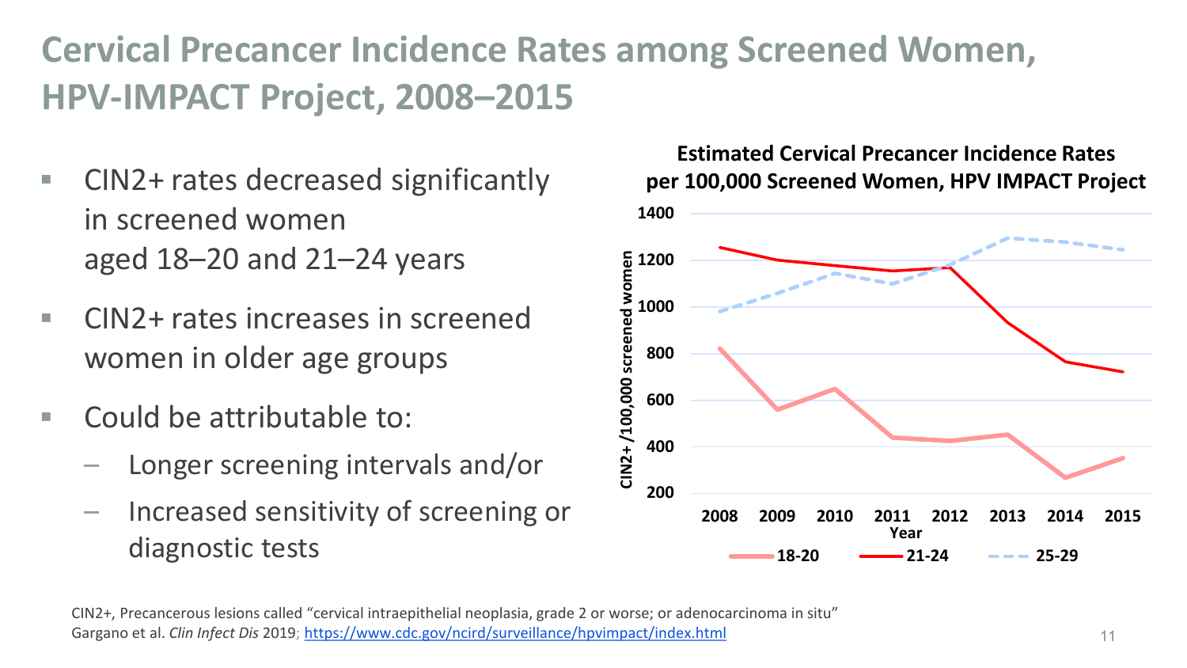# Cervical Precancer Incidence Rates among Screened Women, HPV-IMPACT Project, 2008–2015

- CIN2+ rates decreased significantly in screened women aged 18–20 and 21–24 years
- CIN2+ rates increases in screened women in older age groups
- Could be attributable to:
  - Longer screening intervals and/or
  - Increased sensitivity of screening or diagnostic tests

**Estimated Cervical Precancer Incidence Rates per 100,000 Screened Women, HPV IMPACT Project**

CIN2+ /100,000 screened women

1400
1200
1000
800
600
400
200

2008 2009 2010 2011 2012 2013 2014 2015

Year

18-20 21-24 25-29

CIN2+, Precancerous lesions called "cervical intraepithelial neoplasia, grade 2 or worse; or adenocarcinoma in situ"
Gargano et al. *Clin Infect Dis* 2019; https://www.cdc.gov/ncird/surveillance/hpvimpact/index.html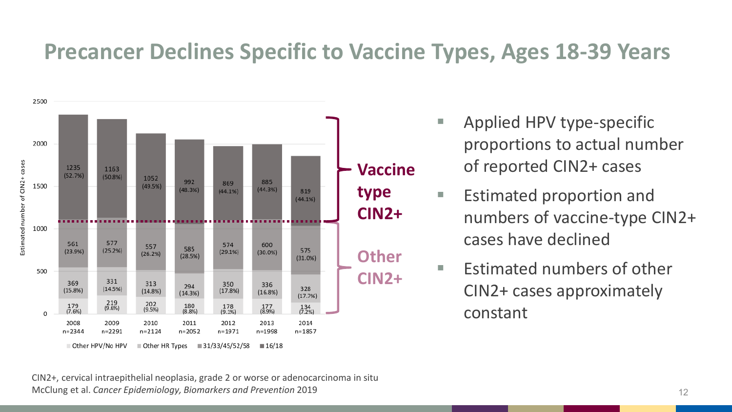# Precancer Declines Specific to Vaccine Types, Ages 18-39 Years

| Year | 2008 | 2009 | 2010 | 2011 | 2012 | 2013 | 2014 |
|---|---|---|---|---|---|---|---|
| n | 2344 | 2291 | 2124 | 2052 | 1971 | 1998 | 1857 |
| 16/18 | 1235 (52.7%) | 1163 (50.8%) | 1052 (49.5%) | 992 (48.3%) | 869 (44.1%) | 885 (44.3%) | 819 (44.1%) |
| 31/33/45/52/58 | 561 (23.9%) | 577 (25.2%) | 557 (26.2%) | 585 (28.5%) | 574 (29.1%) | 600 (30.0%) | 575 (31.0%) |
| Other HR Types | 369 (15.8%) | 331 (14.5%) | 313 (14.8%) | 294 (14.3%) | 350 (17.8%) | 336 (16.8%) | 328 (17.7%) |
| Other HPV/No HPV | 179 (7.6%) | 219 (9.6%) | 202 (9.5%) | 180 (8.8%) | 178 (9.1%) | 177 (8.9%) | 134 (7.2%) |

Estimated number of CIN2+ cases. Vaccine type CIN2+ / Other CIN2+

- Applied HPV type-specific proportions to actual number of reported CIN2+ cases
- Estimated proportion and numbers of vaccine-type CIN2+ cases have declined
- Estimated numbers of other CIN2+ cases approximately constant

CIN2+, cervical intraepithelial neoplasia, grade 2 or worse or adenocarcinoma in situ
McClung et al. *Cancer Epidemiology, Biomarkers and Prevention* 2019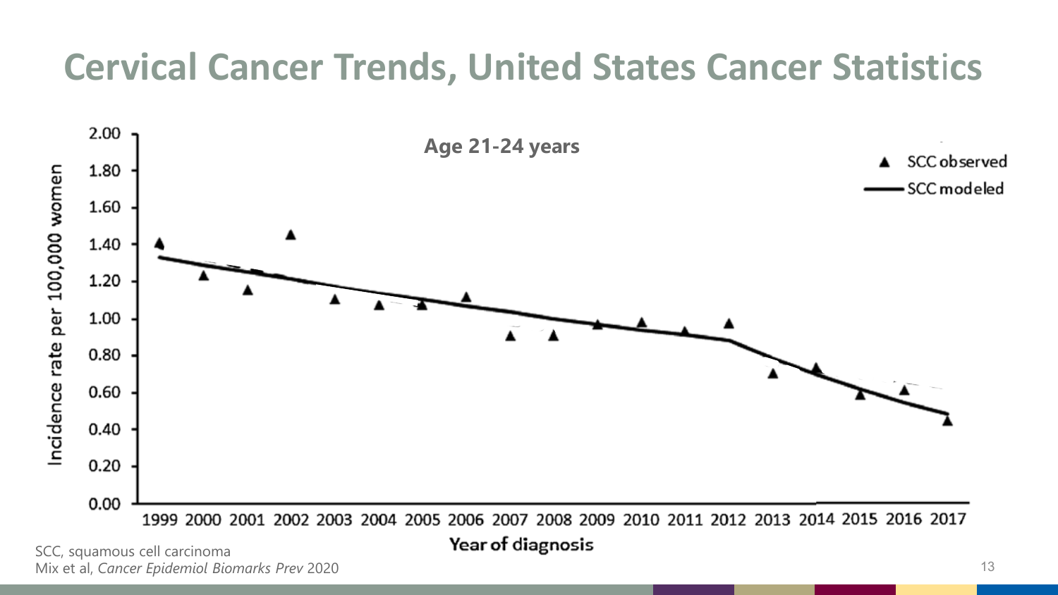# Cervical Cancer Trends, United States Cancer Statistics

**Age 21-24 years**

▲ SCC observed
— SCC modeled

Incidence rate per 100,000 women

2.00
1.80
1.60
1.40
1.20
1.00
0.80
0.60
0.40
0.20
0.00

1999 2000 2001 2002 2003 2004 2005 2006 2007 2008 2009 2010 2011 2012 2013 2014 2015 2016 2017

Year of diagnosis

SCC, squamous cell carcinoma
Mix et al, *Cancer Epidemiol Biomarks Prev* 2020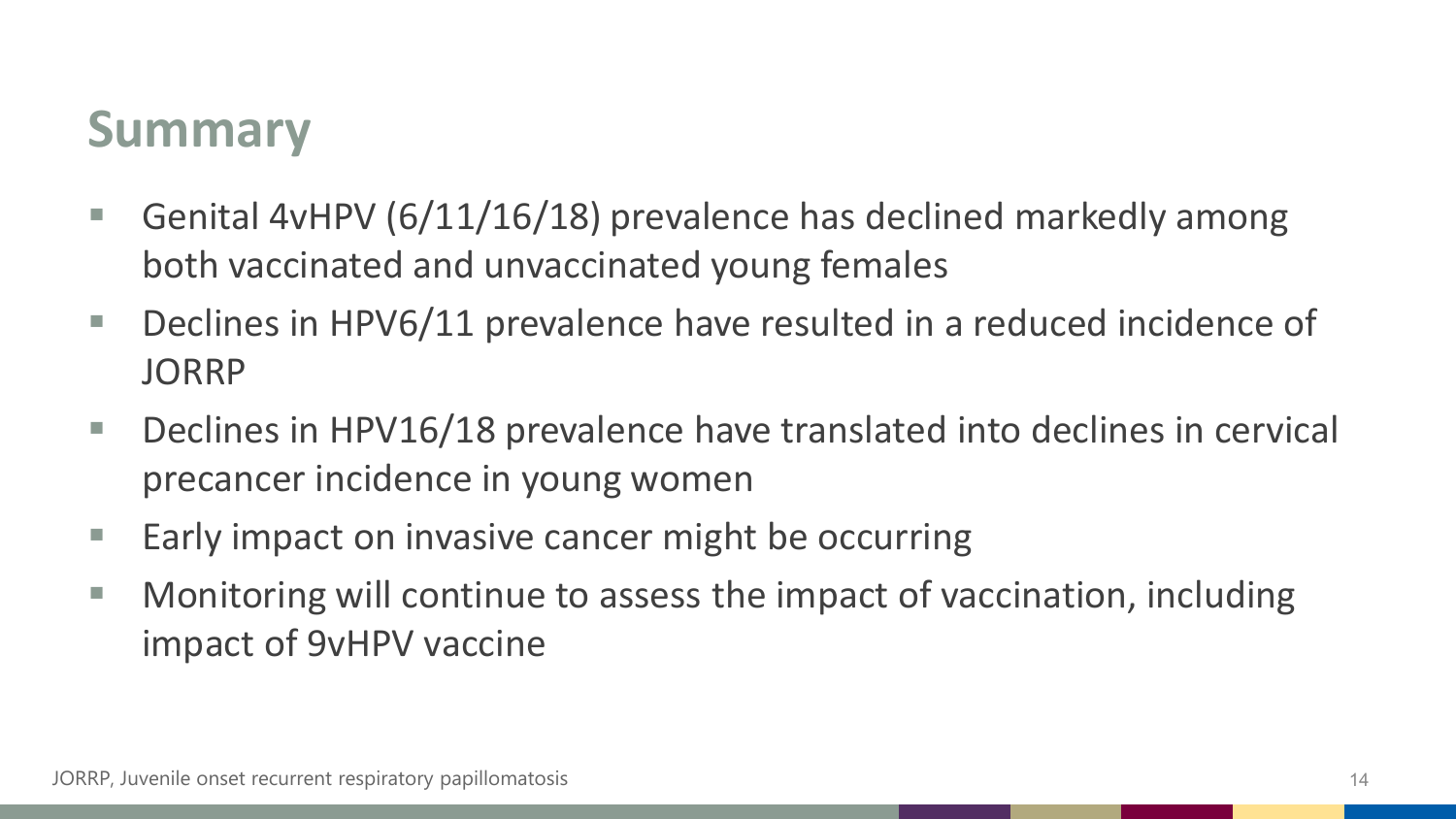# Summary

- Genital 4vHPV (6/11/16/18) prevalence has declined markedly among both vaccinated and unvaccinated young females
- Declines in HPV6/11 prevalence have resulted in a reduced incidence of JORRP
- Declines in HPV16/18 prevalence have translated into declines in cervical precancer incidence in young women
- Early impact on invasive cancer might be occurring
- Monitoring will continue to assess the impact of vaccination, including impact of 9vHPV vaccine

JORRP, Juvenile onset recurrent respiratory papillomatosis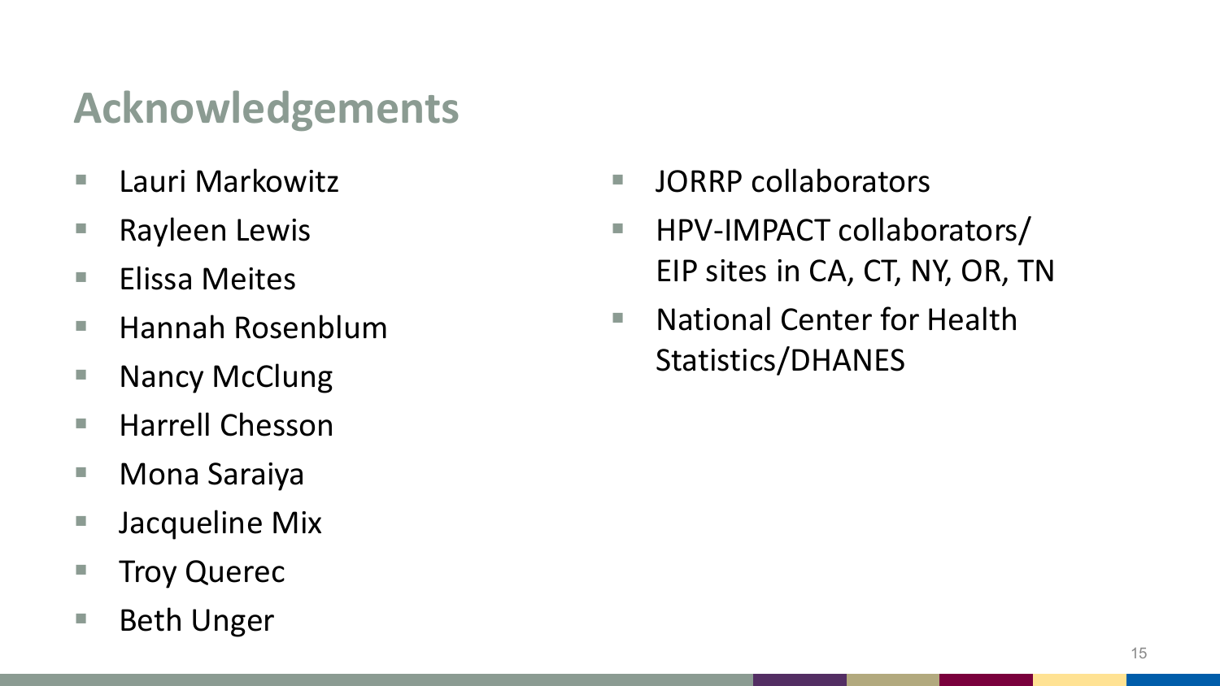# Acknowledgements

- Lauri Markowitz
- Rayleen Lewis
- Elissa Meites
- Hannah Rosenblum
- Nancy McClung
- Harrell Chesson
- Mona Saraiya
- Jacqueline Mix
- Troy Querec
- Beth Unger

- JORRP collaborators
- HPV-IMPACT collaborators/ EIP sites in CA, CT, NY, OR, TN
- National Center for Health Statistics/DHANES